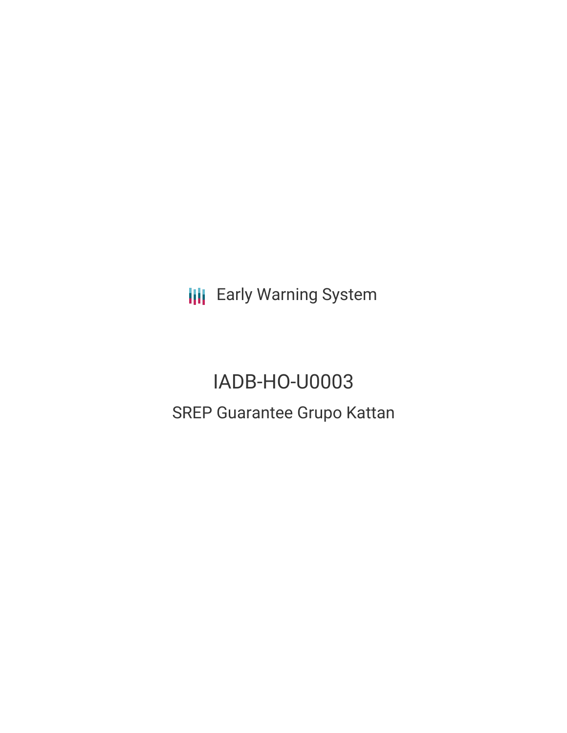Early Warning System

# IADB-HO-U0003

## SREP Guarantee Grupo Kattan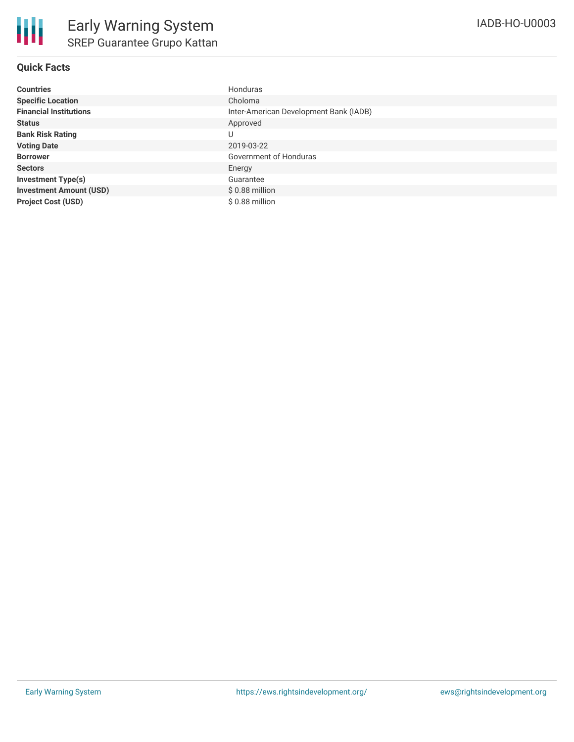# Early Warning System

## SREP Guarantee Grupo Kattan

IADB-HO-U0003

### Quick Facts

| | |
|---|---|
| **Countries** | Honduras |
| **Specific Location** | Choloma |
| **Financial Institutions** | Inter-American Development Bank (IADB) |
| **Status** | Approved |
| **Bank Risk Rating** | U |
| **Voting Date** | 2019-03-22 |
| **Borrower** | Government of Honduras |
| **Sectors** | Energy |
| **Investment Type(s)** | Guarantee |
| **Investment Amount (USD)** | $ 0.88 million |
| **Project Cost (USD)** | $ 0.88 million |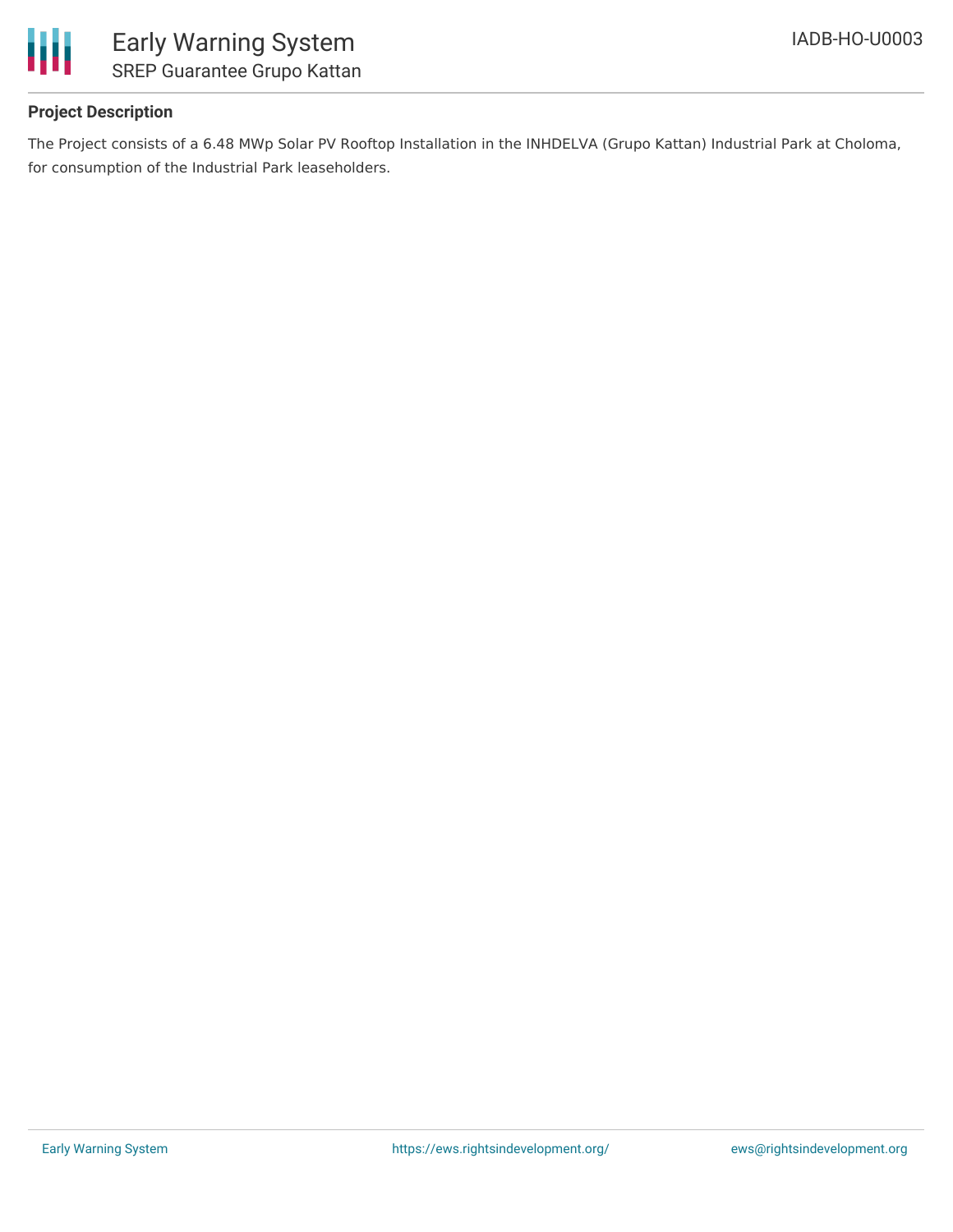**Project Description**

The Project consists of a 6.48 MWp Solar PV Rooftop Installation in the INHDELVA (Grupo Kattan) Industrial Park at Choloma, for consumption of the Industrial Park leaseholders.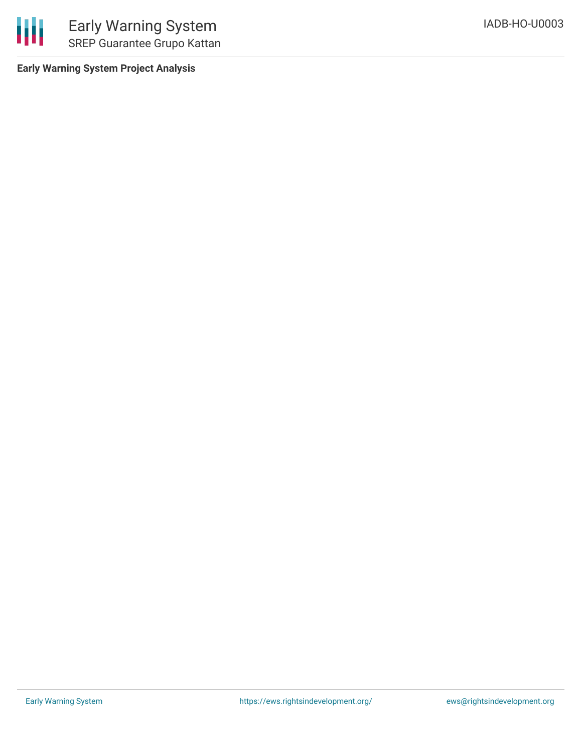**Early Warning System Project Analysis**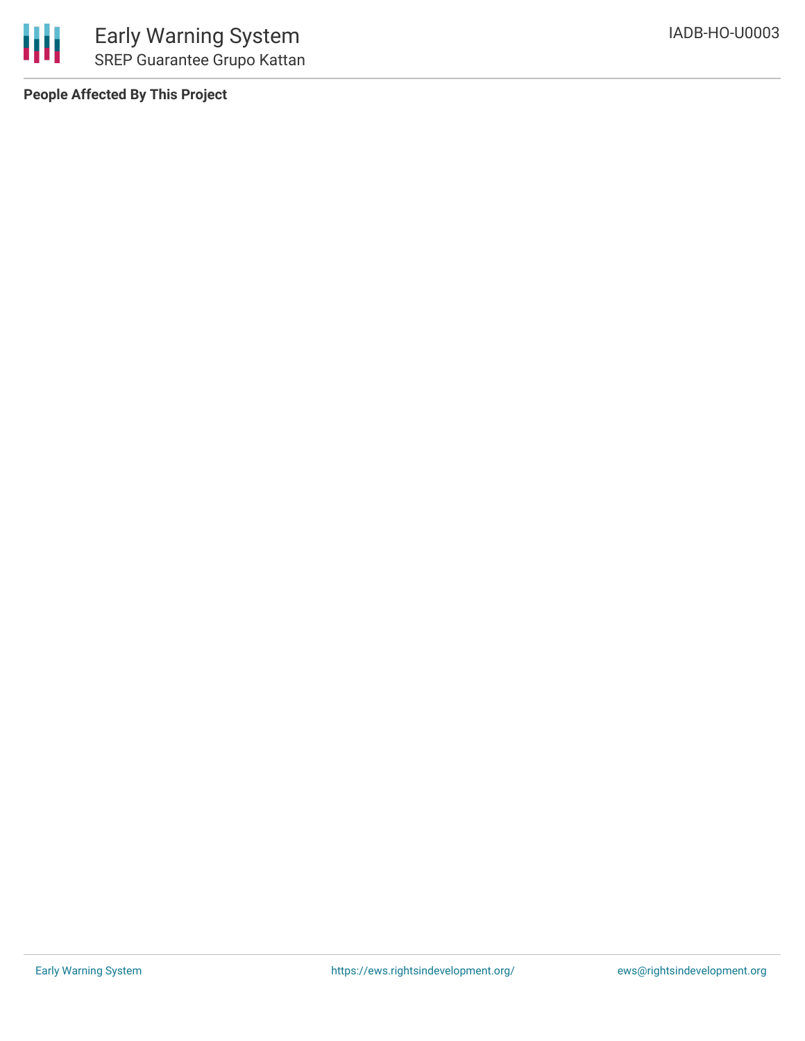**People Affected By This Project**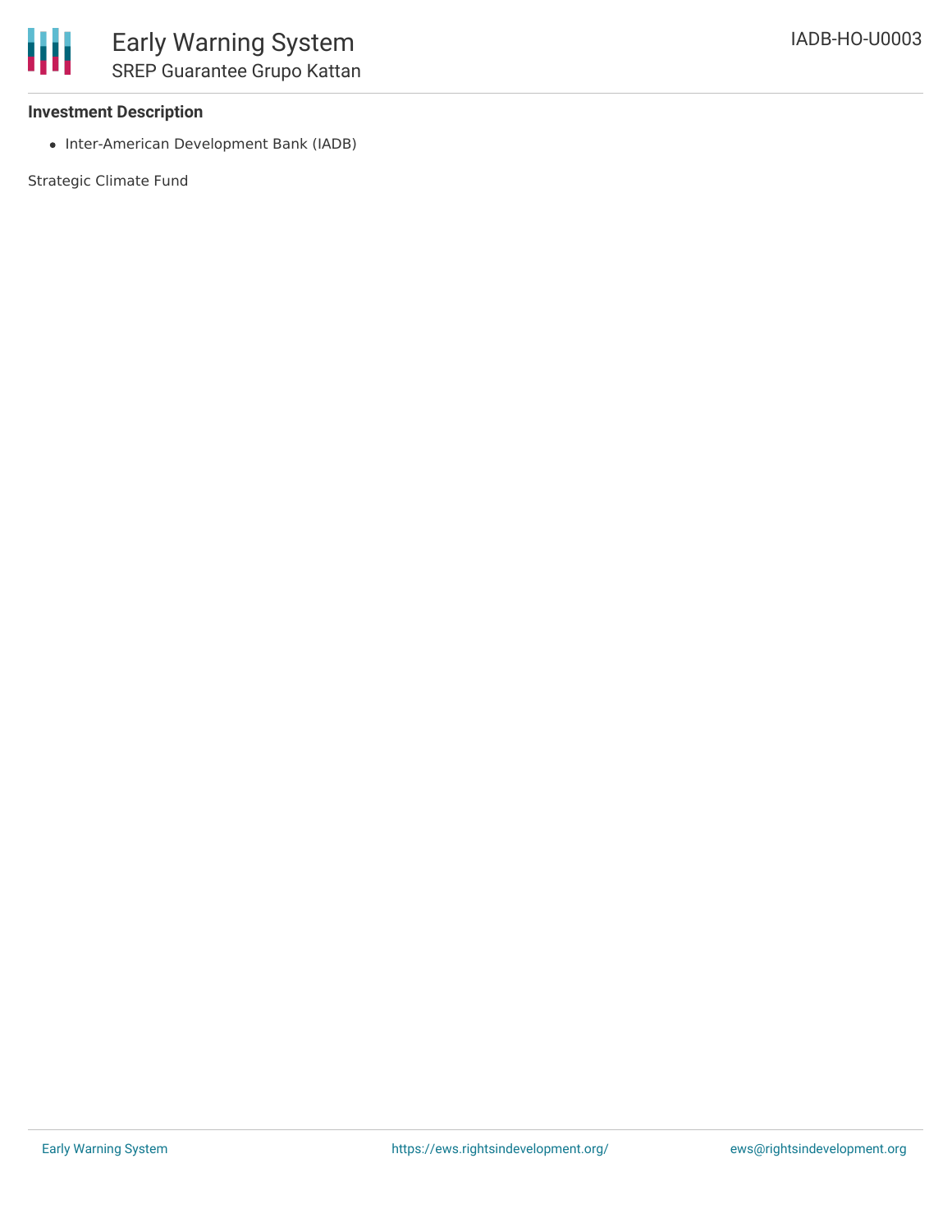### Investment Description

- Inter-American Development Bank (IADB)

Strategic Climate Fund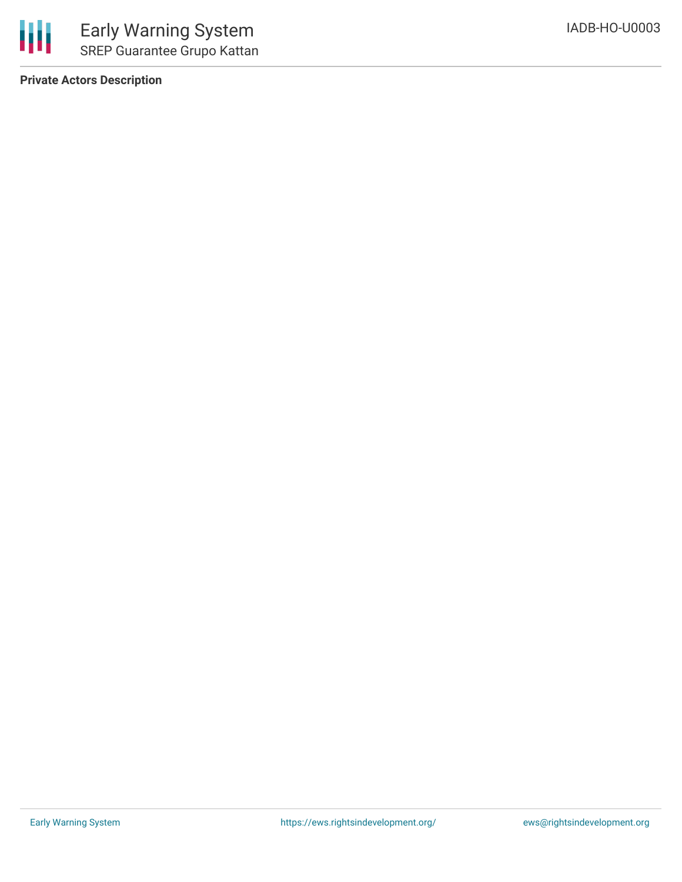**Private Actors Description**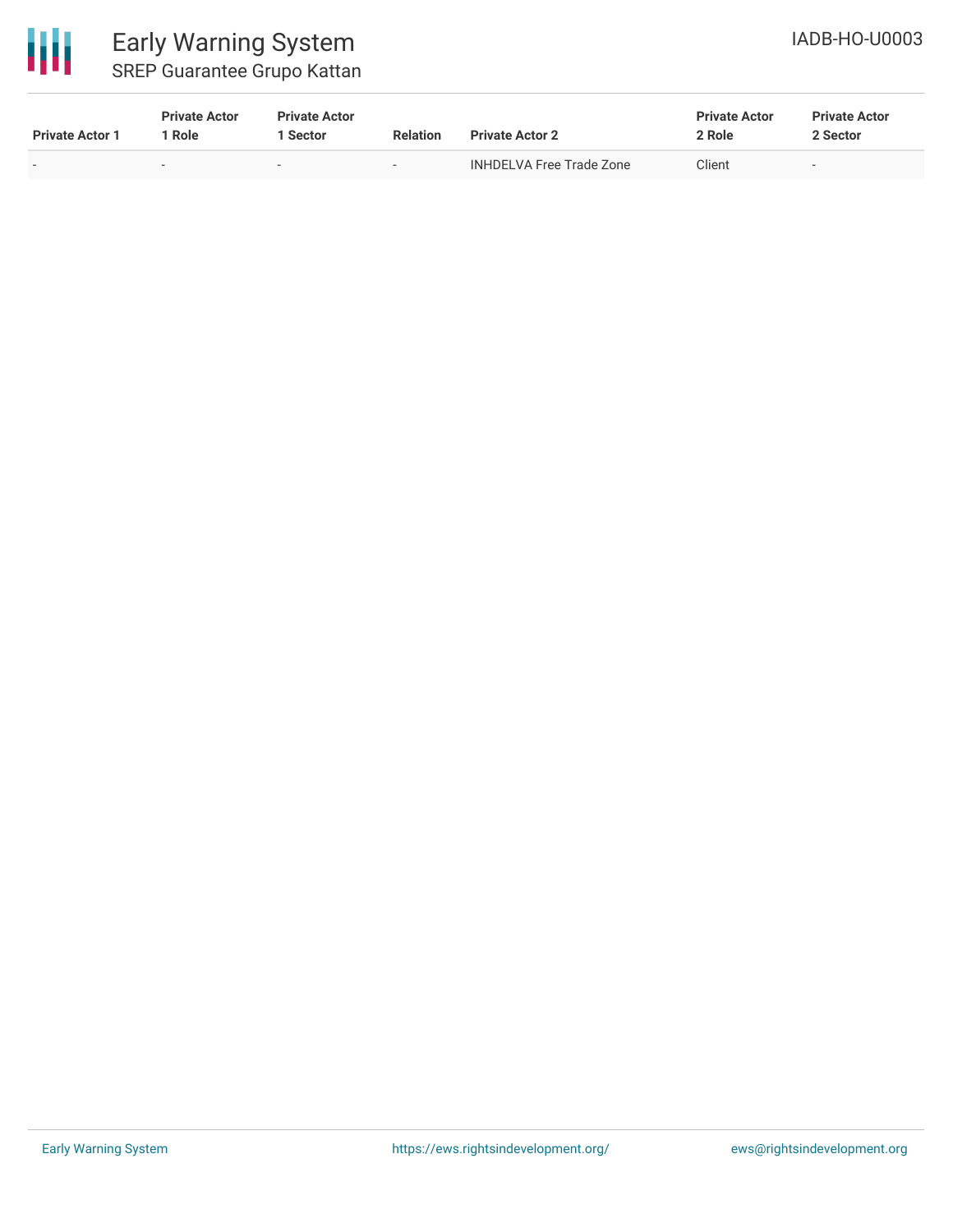| Private Actor 1 | Private Actor 1 Role | Private Actor 1 Sector | Relation | Private Actor 2 | Private Actor 2 Role | Private Actor 2 Sector |
|---|---|---|---|---|---|---|
| - | - | - | - | INHDELVA Free Trade Zone | Client | - |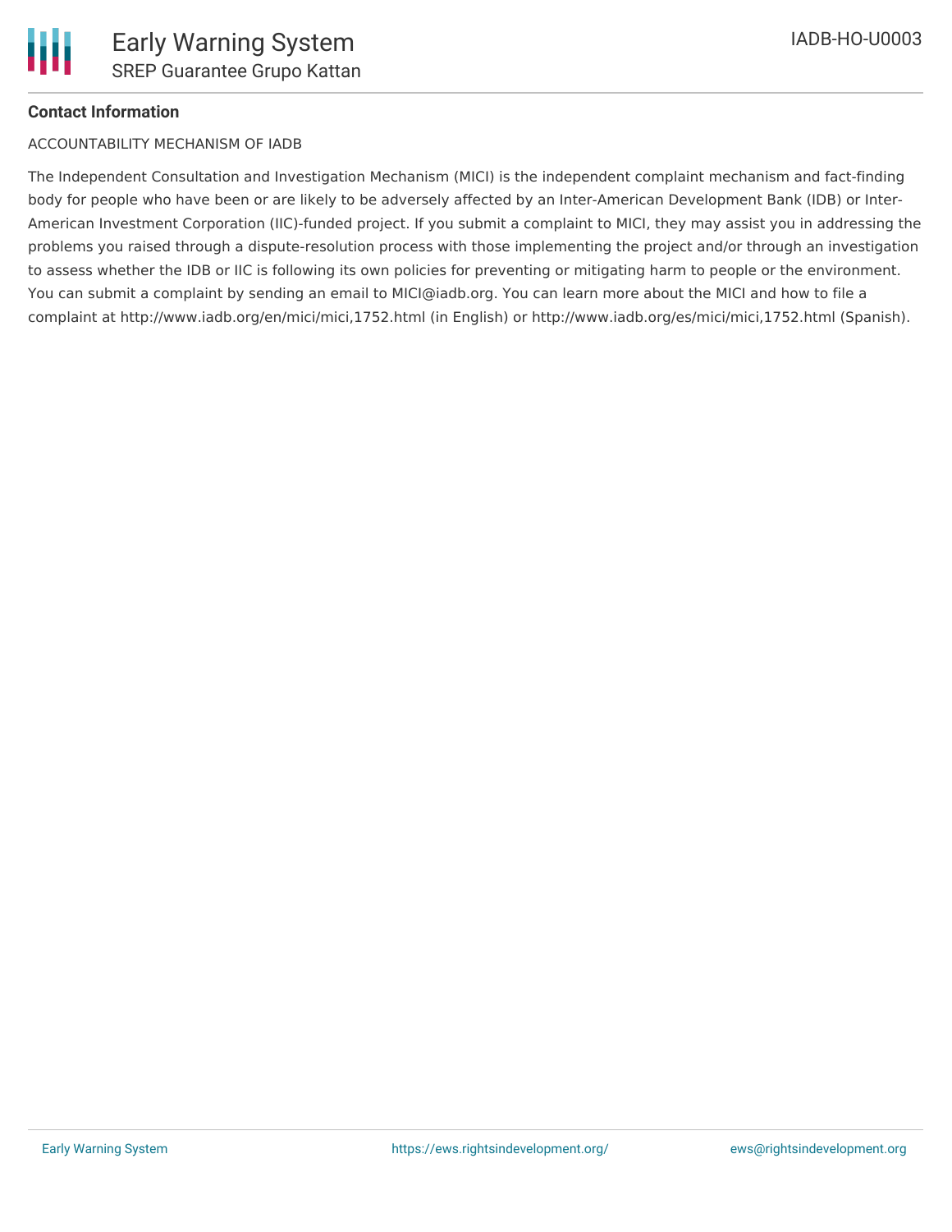**Contact Information**

ACCOUNTABILITY MECHANISM OF IADB

The Independent Consultation and Investigation Mechanism (MICI) is the independent complaint mechanism and fact-finding body for people who have been or are likely to be adversely affected by an Inter-American Development Bank (IDB) or Inter-American Investment Corporation (IIC)-funded project. If you submit a complaint to MICI, they may assist you in addressing the problems you raised through a dispute-resolution process with those implementing the project and/or through an investigation to assess whether the IDB or IIC is following its own policies for preventing or mitigating harm to people or the environment. You can submit a complaint by sending an email to MICI@iadb.org. You can learn more about the MICI and how to file a complaint at http://www.iadb.org/en/mici/mici,1752.html (in English) or http://www.iadb.org/es/mici/mici,1752.html (Spanish).